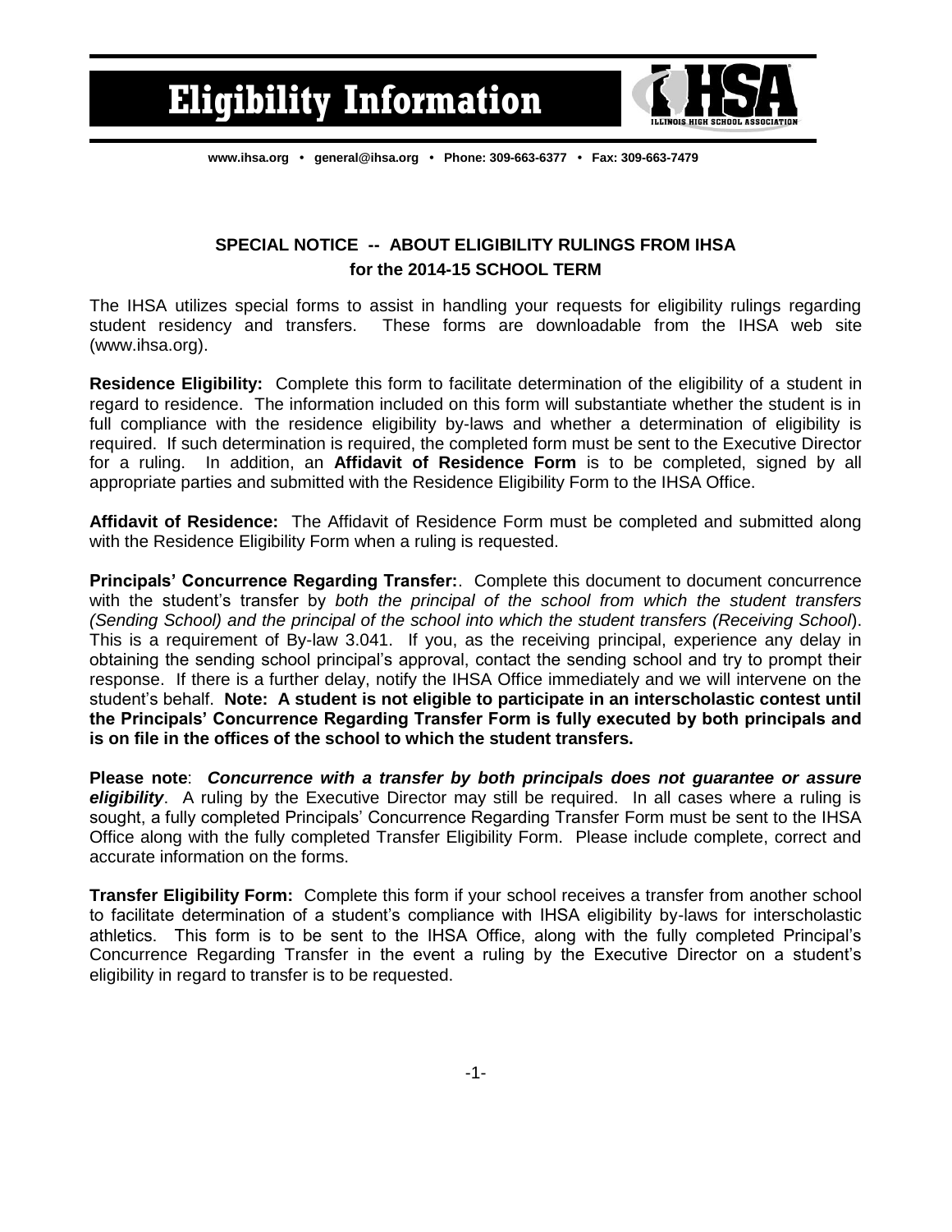# Eligibility Information

www.ihsa.org • general@ihsa.org • Phone: 309-663-6377 • Fax: 309-663-7479

## SPECIAL NOTICE -- ABOUT ELIGIBILITY RULINGS FROM IHSA for the 2014-15 SCHOOL TERM

The IHSA utilizes special forms to assist in handling your requests for eligibility rulings regarding student residency and transfers. These forms are downloadable from the IHSA web site (www.ihsa.org).

**Residence Eligibility:** Complete this form to facilitate determination of the eligibility of a student in regard to residence. The information included on this form will substantiate whether the student is in full compliance with the residence eligibility by-laws and whether a determination of eligibility is required. If such determination is required, the completed form must be sent to the Executive Director for a ruling. In addition, an **Affidavit of Residence Form** is to be completed, signed by all appropriate parties and submitted with the Residence Eligibility Form to the IHSA Office.

**Affidavit of Residence:** The Affidavit of Residence Form must be completed and submitted along with the Residence Eligibility Form when a ruling is requested.

**Principals' Concurrence Regarding Transfer:**. Complete this document to document concurrence with the student's transfer by *both the principal of the school from which the student transfers (Sending School) and the principal of the school into which the student transfers (Receiving School*). This is a requirement of By-law 3.041. If you, as the receiving principal, experience any delay in obtaining the sending school principal's approval, contact the sending school and try to prompt their response. If there is a further delay, notify the IHSA Office immediately and we will intervene on the student's behalf. **Note: A student is not eligible to participate in an interscholastic contest until the Principals' Concurrence Regarding Transfer Form is fully executed by both principals and is on file in the offices of the school to which the student transfers.**

**Please note**: ***Concurrence with a transfer by both principals does not guarantee or assure eligibility***. A ruling by the Executive Director may still be required. In all cases where a ruling is sought, a fully completed Principals' Concurrence Regarding Transfer Form must be sent to the IHSA Office along with the fully completed Transfer Eligibility Form. Please include complete, correct and accurate information on the forms.

**Transfer Eligibility Form:** Complete this form if your school receives a transfer from another school to facilitate determination of a student's compliance with IHSA eligibility by-laws for interscholastic athletics. This form is to be sent to the IHSA Office, along with the fully completed Principal's Concurrence Regarding Transfer in the event a ruling by the Executive Director on a student's eligibility in regard to transfer is to be requested.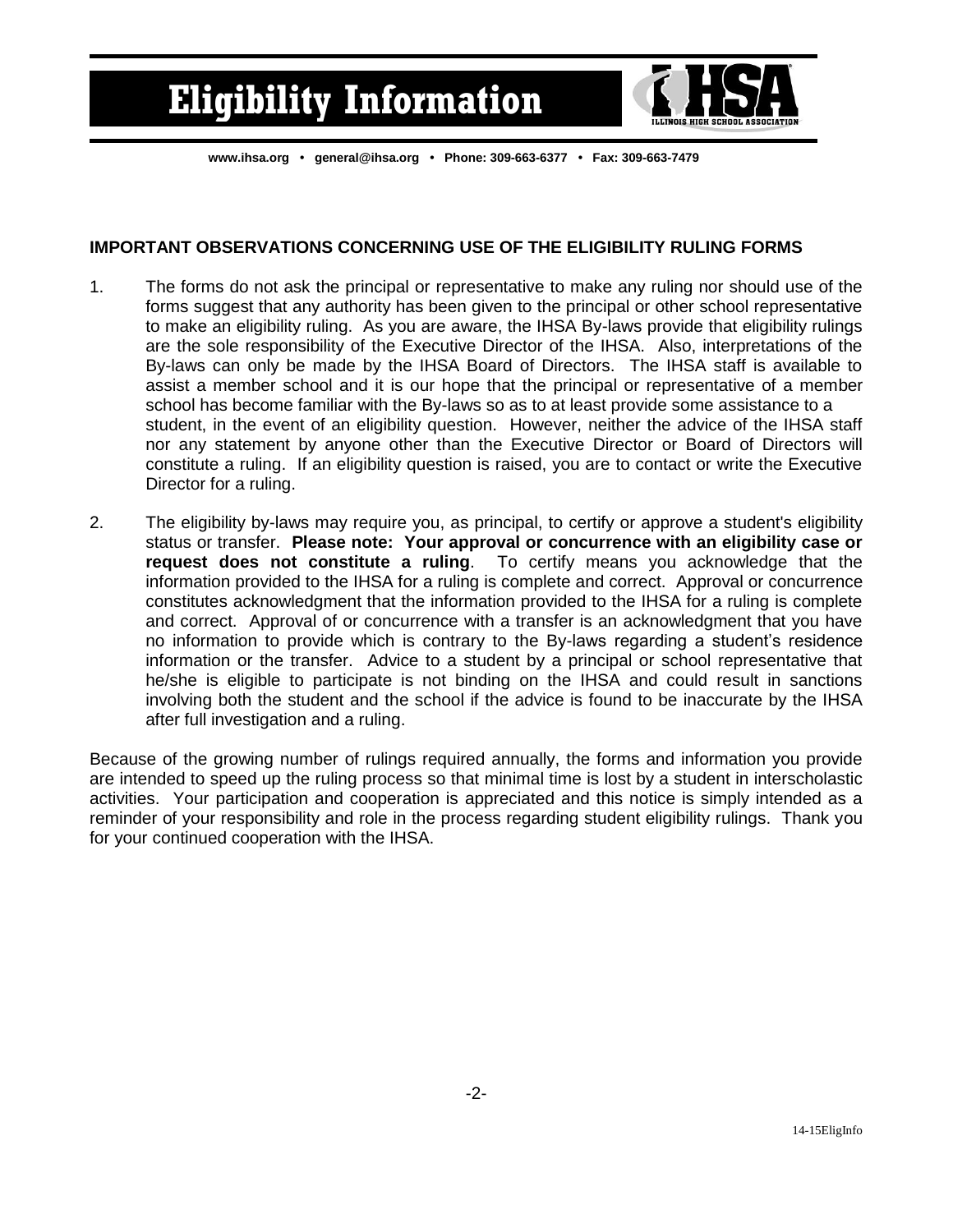# Eligibility Information

www.ihsa.org • general@ihsa.org • Phone: 309-663-6377 • Fax: 309-663-7479

**IMPORTANT OBSERVATIONS CONCERNING USE OF THE ELIGIBILITY RULING FORMS**

1. The forms do not ask the principal or representative to make any ruling nor should use of the forms suggest that any authority has been given to the principal or other school representative to make an eligibility ruling. As you are aware, the IHSA By-laws provide that eligibility rulings are the sole responsibility of the Executive Director of the IHSA. Also, interpretations of the By-laws can only be made by the IHSA Board of Directors. The IHSA staff is available to assist a member school and it is our hope that the principal or representative of a member school has become familiar with the By-laws so as to at least provide some assistance to a student, in the event of an eligibility question. However, neither the advice of the IHSA staff nor any statement by anyone other than the Executive Director or Board of Directors will constitute a ruling. If an eligibility question is raised, you are to contact or write the Executive Director for a ruling.

2. The eligibility by-laws may require you, as principal, to certify or approve a student's eligibility status or transfer. **Please note: Your approval or concurrence with an eligibility case or request does not constitute a ruling**. To certify means you acknowledge that the information provided to the IHSA for a ruling is complete and correct. Approval or concurrence constitutes acknowledgment that the information provided to the IHSA for a ruling is complete and correct. Approval of or concurrence with a transfer is an acknowledgment that you have no information to provide which is contrary to the By-laws regarding a student's residence information or the transfer. Advice to a student by a principal or school representative that he/she is eligible to participate is not binding on the IHSA and could result in sanctions involving both the student and the school if the advice is found to be inaccurate by the IHSA after full investigation and a ruling.

Because of the growing number of rulings required annually, the forms and information you provide are intended to speed up the ruling process so that minimal time is lost by a student in interscholastic activities. Your participation and cooperation is appreciated and this notice is simply intended as a reminder of your responsibility and role in the process regarding student eligibility rulings. Thank you for your continued cooperation with the IHSA.